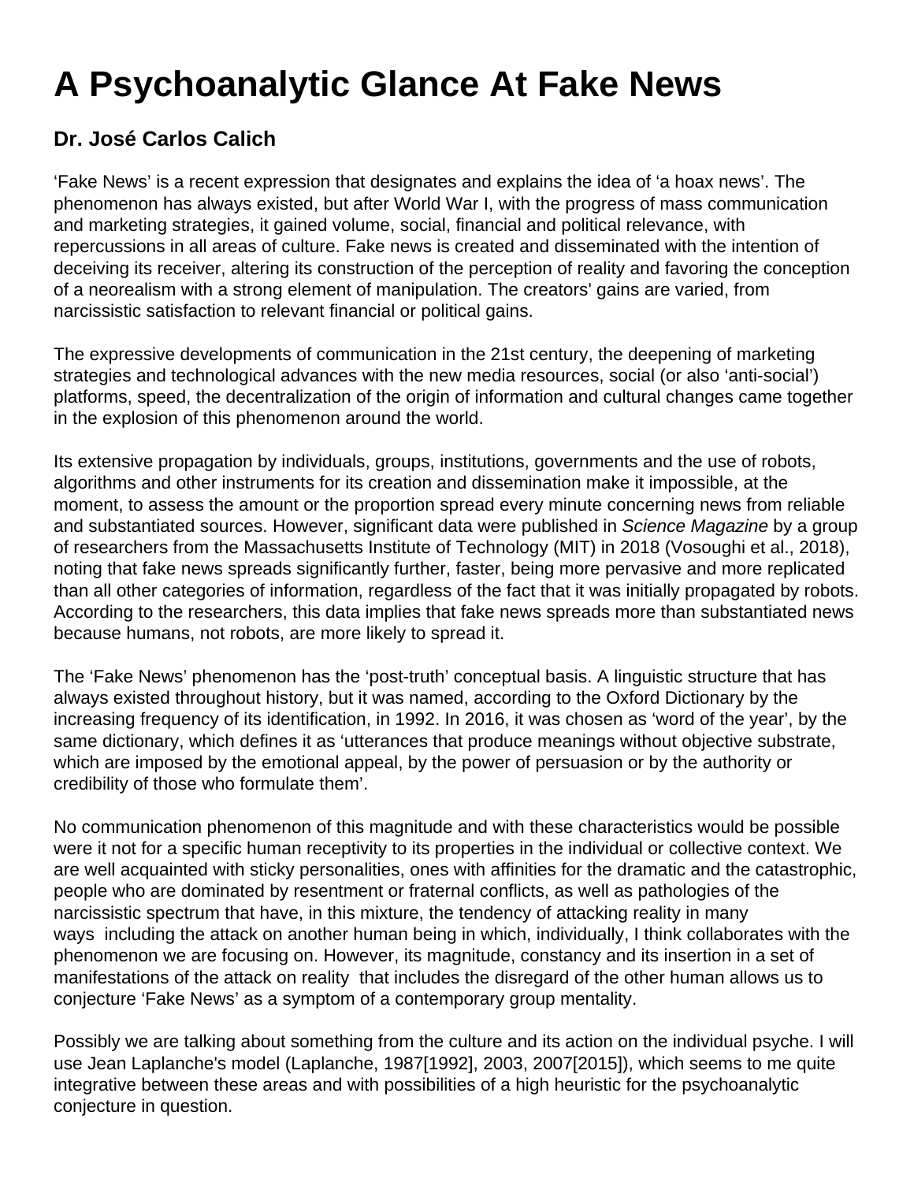# A Psychoanalytic Glance At Fake News

## Dr. José Carlos Calich

'Fake News' is a recent expression that designates and explains the idea of 'a hoax news'. The phenomenon has always existed, but after World War I, with the progress of mass communication and marketing strategies, it gained volume, social, financial and political relevance, with repercussions in all areas of culture. Fake news is created and disseminated with the intention of deceiving its receiver, altering its construction of the perception of reality and favoring the conception of a neorealism with a strong element of manipulation. The creators' gains are varied, from narcissistic satisfaction to relevant financial or political gains.

The expressive developments of communication in the 21st century, the deepening of marketing strategies and technological advances with the new media resources, social (or also 'anti-social') platforms, speed, the decentralization of the origin of information and cultural changes came together in the explosion of this phenomenon around the world.

Its extensive propagation by individuals, groups, institutions, governments and the use of robots, algorithms and other instruments for its creation and dissemination make it impossible, at the moment, to assess the amount or the proportion spread every minute concerning news from reliable and substantiated sources. However, significant data were published in *Science Magazine* by a group of researchers from the Massachusetts Institute of Technology (MIT) in 2018 (Vosoughi et al., 2018), noting that fake news spreads significantly further, faster, being more pervasive and more replicated than all other categories of information, regardless of the fact that it was initially propagated by robots. According to the researchers, this data implies that fake news spreads more than substantiated news because humans, not robots, are more likely to spread it.

The 'Fake News' phenomenon has the 'post-truth' conceptual basis. A linguistic structure that has always existed throughout history, but it was named, according to the Oxford Dictionary by the increasing frequency of its identification, in 1992. In 2016, it was chosen as 'word of the year', by the same dictionary, which defines it as 'utterances that produce meanings without objective substrate, which are imposed by the emotional appeal, by the power of persuasion or by the authority or credibility of those who formulate them'.

No communication phenomenon of this magnitude and with these characteristics would be possible were it not for a specific human receptivity to its properties in the individual or collective context. We are well acquainted with sticky personalities, ones with affinities for the dramatic and the catastrophic, people who are dominated by resentment or fraternal conflicts, as well as pathologies of the narcissistic spectrum that have, in this mixture, the tendency of attacking reality in many ways including the attack on another human being in which, individually, I think collaborates with the phenomenon we are focusing on. However, its magnitude, constancy and its insertion in a set of manifestations of the attack on reality that includes the disregard of the other human allows us to conjecture 'Fake News' as a symptom of a contemporary group mentality.

Possibly we are talking about something from the culture and its action on the individual psyche. I will use Jean Laplanche's model (Laplanche, 1987[1992], 2003, 2007[2015]), which seems to me quite integrative between these areas and with possibilities of a high heuristic for the psychoanalytic conjecture in question.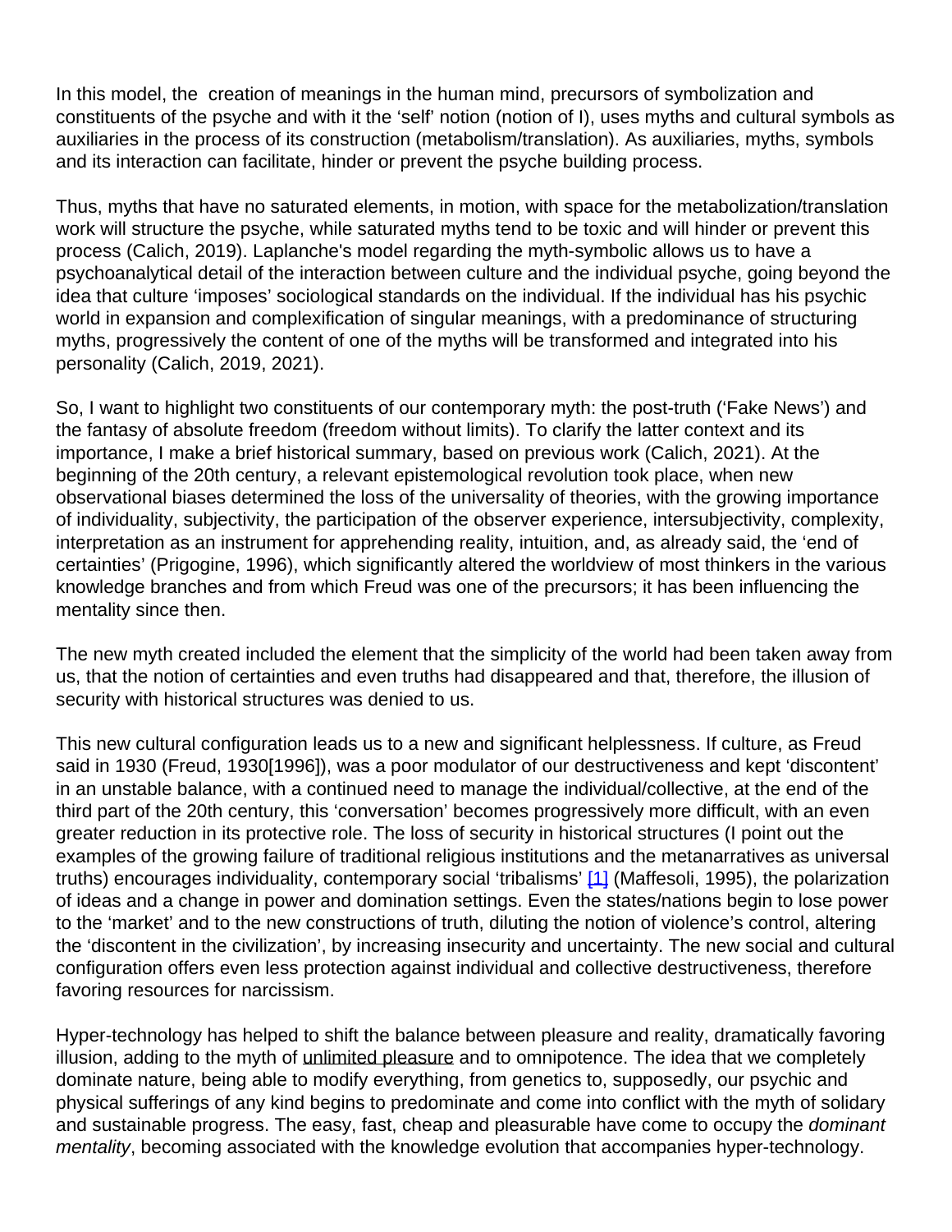In this model, the  creation of meanings in the human mind, precursors of symbolization and constituents of the psyche and with it the 'self' notion (notion of I), uses myths and cultural symbols as auxiliaries in the process of its construction (metabolism/translation). As auxiliaries, myths, symbols and its interaction can facilitate, hinder or prevent the psyche building process.

Thus, myths that have no saturated elements, in motion, with space for the metabolization/translation work will structure the psyche, while saturated myths tend to be toxic and will hinder or prevent this process (Calich, 2019). Laplanche's model regarding the myth-symbolic allows us to have a psychoanalytical detail of the interaction between culture and the individual psyche, going beyond the idea that culture 'imposes' sociological standards on the individual. If the individual has his psychic world in expansion and complexification of singular meanings, with a predominance of structuring myths, progressively the content of one of the myths will be transformed and integrated into his personality (Calich, 2019, 2021).

So, I want to highlight two constituents of our contemporary myth: the post-truth ('Fake News') and the fantasy of absolute freedom (freedom without limits). To clarify the latter context and its importance, I make a brief historical summary, based on previous work (Calich, 2021). At the beginning of the 20th century, a relevant epistemological revolution took place, when new observational biases determined the loss of the universality of theories, with the growing importance of individuality, subjectivity, the participation of the observer experience, intersubjectivity, complexity, interpretation as an instrument for apprehending reality, intuition, and, as already said, the 'end of certainties' (Prigogine, 1996), which significantly altered the worldview of most thinkers in the various knowledge branches and from which Freud was one of the precursors; it has been influencing the mentality since then.

The new myth created included the element that the simplicity of the world had been taken away from us, that the notion of certainties and even truths had disappeared and that, therefore, the illusion of security with historical structures was denied to us.

This new cultural configuration leads us to a new and significant helplessness. If culture, as Freud said in 1930 (Freud, 1930[1996]), was a poor modulator of our destructiveness and kept 'discontent' in an unstable balance, with a continued need to manage the individual/collective, at the end of the third part of the 20th century, this 'conversation' becomes progressively more difficult, with an even greater reduction in its protective role. The loss of security in historical structures (I point out the examples of the growing failure of traditional religious institutions and the metanarratives as universal truths) encourages individuality, contemporary social 'tribalisms' [1] (Maffesoli, 1995), the polarization of ideas and a change in power and domination settings. Even the states/nations begin to lose power to the 'market' and to the new constructions of truth, diluting the notion of violence's control, altering the 'discontent in the civilization', by increasing insecurity and uncertainty. The new social and cultural configuration offers even less protection against individual and collective destructiveness, therefore favoring resources for narcissism.

Hyper-technology has helped to shift the balance between pleasure and reality, dramatically favoring illusion, adding to the myth of unlimited pleasure and to omnipotence. The idea that we completely dominate nature, being able to modify everything, from genetics to, supposedly, our psychic and physical sufferings of any kind begins to predominate and come into conflict with the myth of solidary and sustainable progress. The easy, fast, cheap and pleasurable have come to occupy the *dominant mentality*, becoming associated with the knowledge evolution that accompanies hyper-technology.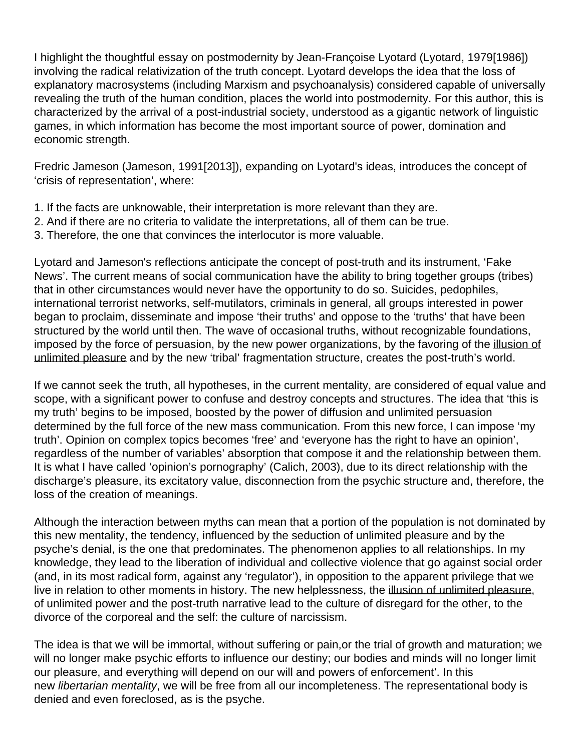I highlight the thoughtful essay on postmodernity by Jean-Françoise Lyotard (Lyotard, 1979[1986]) involving the radical relativization of the truth concept. Lyotard develops the idea that the loss of explanatory macrosystems (including Marxism and psychoanalysis) considered capable of universally revealing the truth of the human condition, places the world into postmodernity. For this author, this is characterized by the arrival of a post-industrial society, understood as a gigantic network of linguistic games, in which information has become the most important source of power, domination and economic strength.

Fredric Jameson (Jameson, 1991[2013]), expanding on Lyotard's ideas, introduces the concept of 'crisis of representation', where:

1. If the facts are unknowable, their interpretation is more relevant than they are.
2. And if there are no criteria to validate the interpretations, all of them can be true.
3. Therefore, the one that convinces the interlocutor is more valuable.

Lyotard and Jameson's reflections anticipate the concept of post-truth and its instrument, 'Fake News'. The current means of social communication have the ability to bring together groups (tribes) that in other circumstances would never have the opportunity to do so. Suicides, pedophiles, international terrorist networks, self-mutilators, criminals in general, all groups interested in power began to proclaim, disseminate and impose 'their truths' and oppose to the 'truths' that have been structured by the world until then. The wave of occasional truths, without recognizable foundations, imposed by the force of persuasion, by the new power organizations, by the favoring of the illusion of unlimited pleasure and by the new 'tribal' fragmentation structure, creates the post-truth's world.

If we cannot seek the truth, all hypotheses, in the current mentality, are considered of equal value and scope, with a significant power to confuse and destroy concepts and structures. The idea that 'this is my truth' begins to be imposed, boosted by the power of diffusion and unlimited persuasion determined by the full force of the new mass communication. From this new force, I can impose 'my truth'. Opinion on complex topics becomes 'free' and 'everyone has the right to have an opinion', regardless of the number of variables' absorption that compose it and the relationship between them. It is what I have called 'opinion's pornography' (Calich, 2003), due to its direct relationship with the discharge's pleasure, its excitatory value, disconnection from the psychic structure and, therefore, the loss of the creation of meanings.

Although the interaction between myths can mean that a portion of the population is not dominated by this new mentality, the tendency, influenced by the seduction of unlimited pleasure and by the psyche's denial, is the one that predominates. The phenomenon applies to all relationships. In my knowledge, they lead to the liberation of individual and collective violence that go against social order (and, in its most radical form, against any 'regulator'), in opposition to the apparent privilege that we live in relation to other moments in history. The new helplessness, the illusion of unlimited pleasure, of unlimited power and the post-truth narrative lead to the culture of disregard for the other, to the divorce of the corporeal and the self: the culture of narcissism.

The idea is that we will be immortal, without suffering or pain,or the trial of growth and maturation; we will no longer make psychic efforts to influence our destiny; our bodies and minds will no longer limit our pleasure, and everything will depend on our will and powers of enforcement'. In this new *libertarian mentality*, we will be free from all our incompleteness. The representational body is denied and even foreclosed, as is the psyche.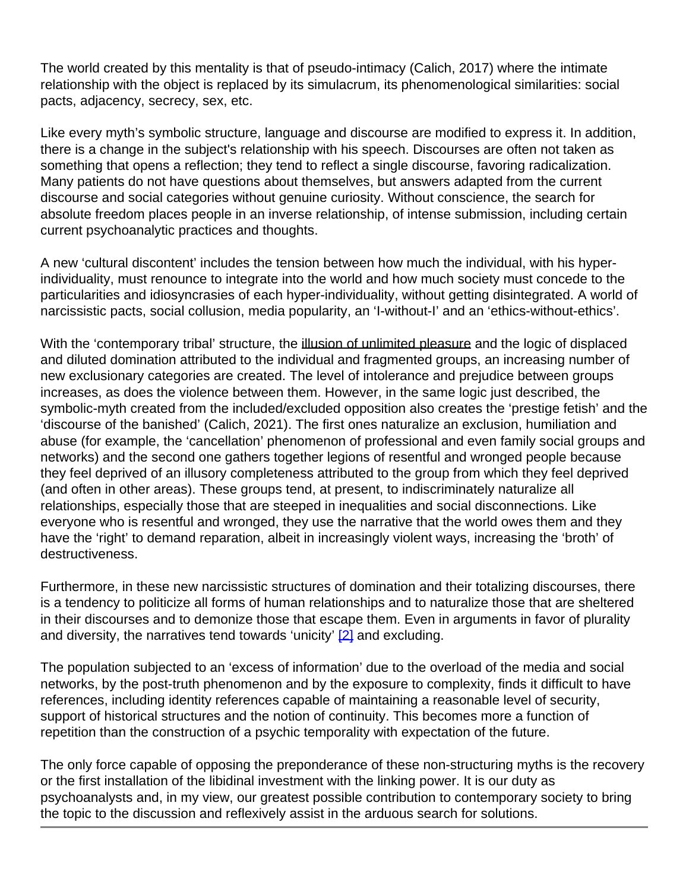The world created by this mentality is that of pseudo-intimacy (Calich, 2017) where the intimate relationship with the object is replaced by its simulacrum, its phenomenological similarities: social pacts, adjacency, secrecy, sex, etc.

Like every myth's symbolic structure, language and discourse are modified to express it. In addition, there is a change in the subject's relationship with his speech. Discourses are often not taken as something that opens a reflection; they tend to reflect a single discourse, favoring radicalization. Many patients do not have questions about themselves, but answers adapted from the current discourse and social categories without genuine curiosity. Without conscience, the search for absolute freedom places people in an inverse relationship, of intense submission, including certain current psychoanalytic practices and thoughts.

A new 'cultural discontent' includes the tension between how much the individual, with his hyper-individuality, must renounce to integrate into the world and how much society must concede to the particularities and idiosyncrasies of each hyper-individuality, without getting disintegrated. A world of narcissistic pacts, social collusion, media popularity, an 'I-without-I' and an 'ethics-without-ethics'.

With the 'contemporary tribal' structure, the illusion of unlimited pleasure and the logic of displaced and diluted domination attributed to the individual and fragmented groups, an increasing number of new exclusionary categories are created. The level of intolerance and prejudice between groups increases, as does the violence between them. However, in the same logic just described, the symbolic-myth created from the included/excluded opposition also creates the 'prestige fetish' and the 'discourse of the banished' (Calich, 2021). The first ones naturalize an exclusion, humiliation and abuse (for example, the 'cancellation' phenomenon of professional and even family social groups and networks) and the second one gathers together legions of resentful and wronged people because they feel deprived of an illusory completeness attributed to the group from which they feel deprived (and often in other areas). These groups tend, at present, to indiscriminately naturalize all relationships, especially those that are steeped in inequalities and social disconnections. Like everyone who is resentful and wronged, they use the narrative that the world owes them and they have the 'right' to demand reparation, albeit in increasingly violent ways, increasing the 'broth' of destructiveness.

Furthermore, in these new narcissistic structures of domination and their totalizing discourses, there is a tendency to politicize all forms of human relationships and to naturalize those that are sheltered in their discourses and to demonize those that escape them. Even in arguments in favor of plurality and diversity, the narratives tend towards 'unicity' [2] and excluding.

The population subjected to an 'excess of information' due to the overload of the media and social networks, by the post-truth phenomenon and by the exposure to complexity, finds it difficult to have references, including identity references capable of maintaining a reasonable level of security, support of historical structures and the notion of continuity. This becomes more a function of repetition than the construction of a psychic temporality with expectation of the future.

The only force capable of opposing the preponderance of these non-structuring myths is the recovery or the first installation of the libidinal investment with the linking power. It is our duty as psychoanalysts and, in my view, our greatest possible contribution to contemporary society to bring the topic to the discussion and reflexively assist in the arduous search for solutions.

---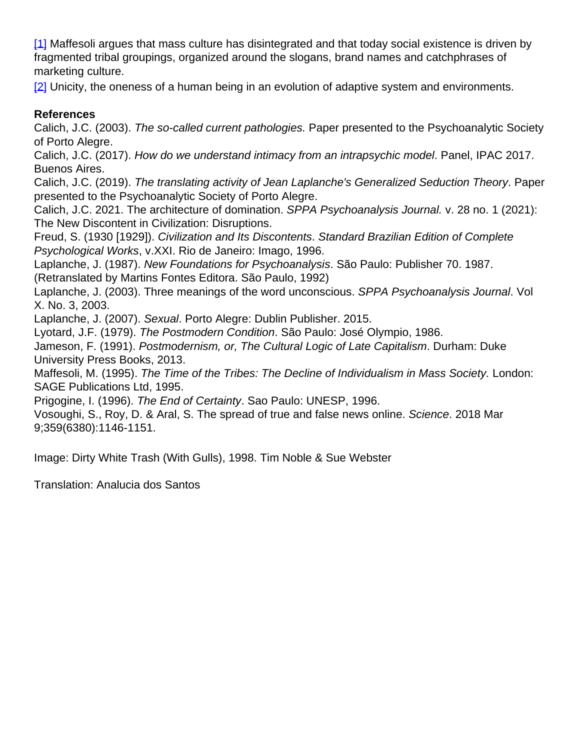[1] Maffesoli argues that mass culture has disintegrated and that today social existence is driven by fragmented tribal groupings, organized around the slogans, brand names and catchphrases of marketing culture.

[2] Unicity, the oneness of a human being in an evolution of adaptive system and environments.

**References**

Calich, J.C. (2003). *The so-called current pathologies.* Paper presented to the Psychoanalytic Society of Porto Alegre.

Calich, J.C. (2017). *How do we understand intimacy from an intrapsychic model*. Panel, IPAC 2017. Buenos Aires.

Calich, J.C. (2019). *The translating activity of Jean Laplanche's Generalized Seduction Theory*. Paper presented to the Psychoanalytic Society of Porto Alegre.

Calich, J.C. 2021. The architecture of domination. *SPPA Psychoanalysis Journal.* v. 28 no. 1 (2021): The New Discontent in Civilization: Disruptions.

Freud, S. (1930 [1929]). *Civilization and Its Discontents*. *Standard Brazilian Edition of Complete Psychological Works*, v.XXI. Rio de Janeiro: Imago, 1996.

Laplanche, J. (1987). *New Foundations for Psychoanalysis*. São Paulo: Publisher 70. 1987. (Retranslated by Martins Fontes Editora. São Paulo, 1992)

Laplanche, J. (2003). Three meanings of the word unconscious. *SPPA Psychoanalysis Journal*. Vol X. No. 3, 2003.

Laplanche, J. (2007). *Sexual*. Porto Alegre: Dublin Publisher. 2015.

Lyotard, J.F. (1979). *The Postmodern Condition*. São Paulo: José Olympio, 1986.

Jameson, F. (1991). *Postmodernism, or, The Cultural Logic of Late Capitalism*. Durham: Duke University Press Books, 2013.

Maffesoli, M. (1995). *The Time of the Tribes: The Decline of Individualism in Mass Society.* London: SAGE Publications Ltd, 1995.

Prigogine, I. (1996). *The End of Certainty*. Sao Paulo: UNESP, 1996.

Vosoughi, S., Roy, D. & Aral, S. The spread of true and false news online. *Science*. 2018 Mar 9;359(6380):1146-1151.

Image: Dirty White Trash (With Gulls), 1998. Tim Noble & Sue Webster

Translation: Analucia dos Santos